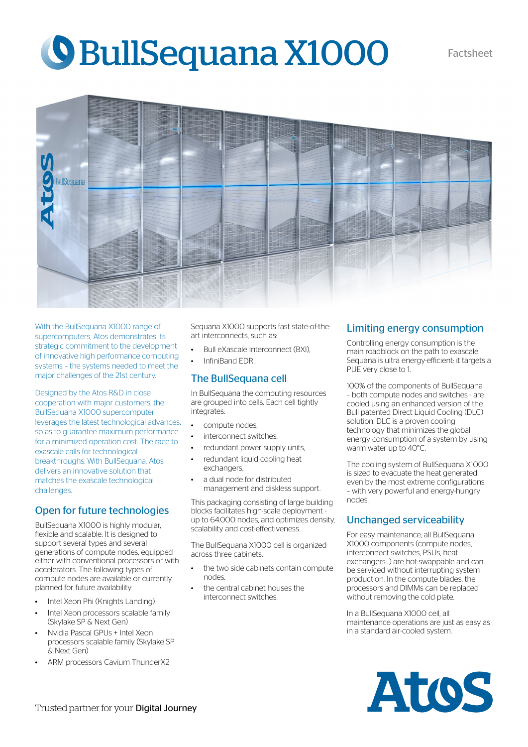# BullSequana X1000

Factsheet

With the BullSequana X1000 range of supercomputers, Atos demonstrates its strategic commitment to the development of innovative high performance computing systems – the systems needed to meet the major challenges of the 21st century.

Designed by the Atos R&D in close cooperation with major customers, the BullSequana X1000 supercomputer leverages the latest technological advances, so as to guarantee maximum performance for a minimized operation cost. The race to exascale calls for technological breakthroughs. With BullSequana, Atos delivers an innovative solution that matches the exascale technological challenges.

## Open for future technologies

BullSequana X1000 is highly modular, flexible and scalable. It is designed to support several types and several generations of compute nodes, equipped either with conventional processors or with accelerators. The following types of compute nodes are available or currently planned for future availability

- Intel Xeon Phi (Knights Landing)
- Intel Xeon processors scalable family (Skylake SP & Next Gen)
- Nvidia Pascal GPUs + Intel Xeon processors scalable family (Skylake SP & Next Gen)
- ARM processors Cavium ThunderX2

Sequana X1000 supports fast state-of-the-art interconnects, such as:

- Bull eXascale Interconnect (BXI),
- InfiniBand EDR.

## The BullSequana cell

In BullSequana the computing resources are grouped into cells. Each cell tightly integrates:

- compute nodes,
- interconnect switches,
- redundant power supply units,
- redundant liquid cooling heat exchangers,
- a dual node for distributed management and diskless support.

This packaging consisting of large building blocks facilitates high-scale deployment - up to 64,000 nodes, and optimizes density, scalability and cost-effectiveness.

The BullSequana X1000 cell is organized across three cabinets.

- the two side cabinets contain compute nodes,
- the central cabinet houses the interconnect switches.

## Limiting energy consumption

Controlling energy consumption is the main roadblock on the path to exascale. Sequana is ultra energy-efficient: it targets a PUE very close to 1.

100% of the components of BullSequana – both compute nodes and switches - are cooled using an enhanced version of the Bull patented Direct Liquid Cooling (DLC) solution. DLC is a proven cooling technology that minimizes the global energy consumption of a system by using warm water up to 40°C.

The cooling system of BullSequana X1000 is sized to evacuate the heat generated even by the most extreme configurations – with very powerful and energy-hungry nodes.

## Unchanged serviceability

For easy maintenance, all BullSequana X1000 components (compute nodes, interconnect switches, PSUs, heat exchangers…) are hot-swappable and can be serviced without interrupting system production. In the compute blades, the processors and DIMMs can be replaced without removing the cold plate.

In a BullSequana X1000 cell, all maintenance operations are just as easy as in a standard air-cooled system.

Trusted partner for your Digital Journey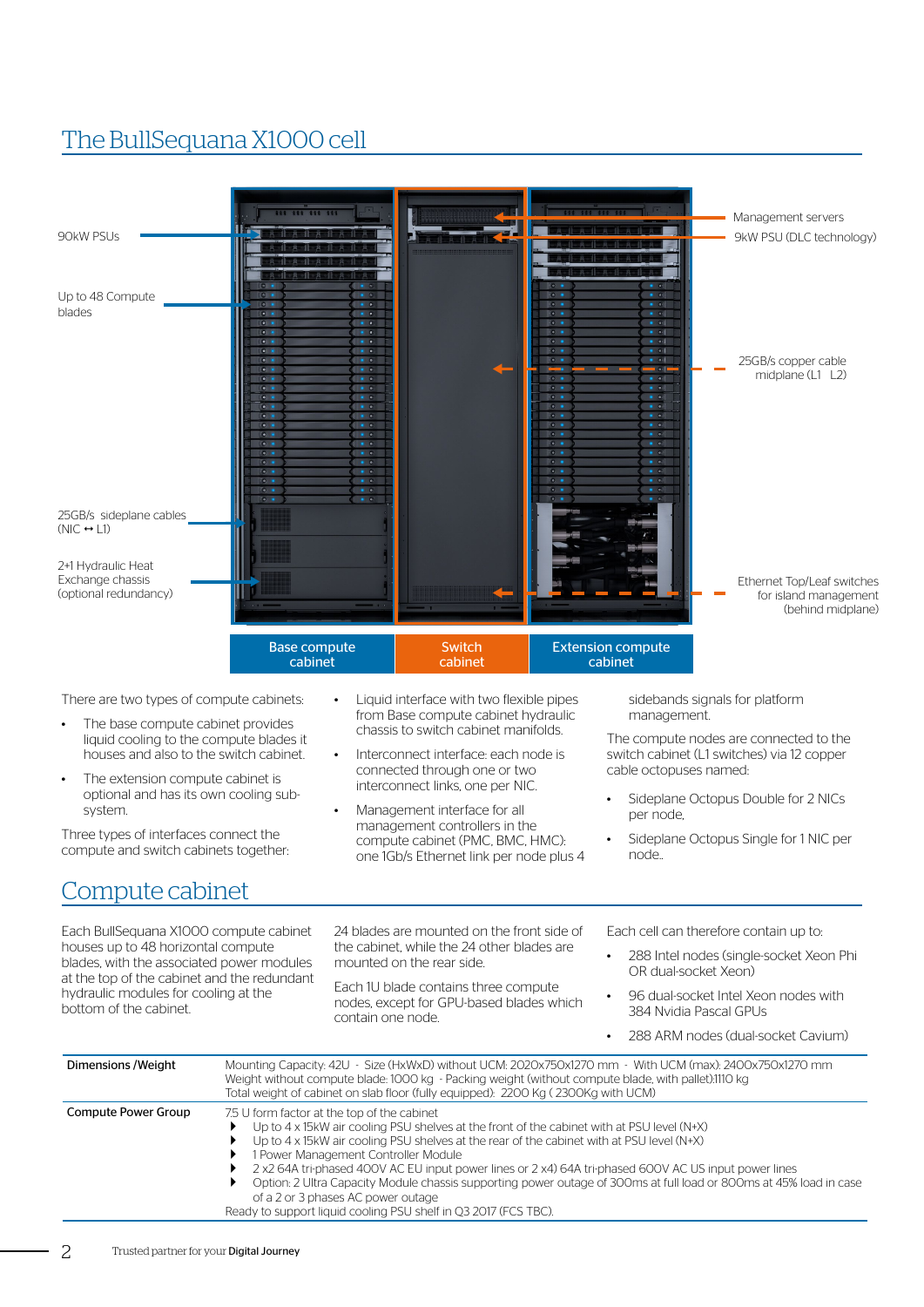## The BullSequana X1000 cell

90kW PSUs

Up to 48 Compute blades

25GB/s sideplane cables (NIC ↔ L1)

2+1 Hydraulic Heat Exchange chassis (optional redundancy)

Management servers

9kW PSU (DLC technology)

25GB/s copper cable midplane (L1 L2)

Ethernet Top/Leaf switches for island management (behind midplane)

Base compute cabinet | Switch cabinet | Extension compute cabinet

There are two types of compute cabinets:

- The base compute cabinet provides liquid cooling to the compute blades it houses and also to the switch cabinet.
- The extension compute cabinet is optional and has its own cooling sub-system.

Three types of interfaces connect the compute and switch cabinets together:

- Liquid interface with two flexible pipes from Base compute cabinet hydraulic chassis to switch cabinet manifolds.
- Interconnect interface: each node is connected through one or two interconnect links, one per NIC.
- Management interface for all management controllers in the compute cabinet (PMC, BMC, HMC): one 1Gb/s Ethernet link per node plus 4 sidebands signals for platform management.

The compute nodes are connected to the switch cabinet (L1 switches) via 12 copper cable octopuses named:

- Sideplane Octopus Double for 2 NICs per node,
- Sideplane Octopus Single for 1 NIC per node..

## Compute cabinet

Each BullSequana X1000 compute cabinet houses up to 48 horizontal compute blades, with the associated power modules at the top of the cabinet and the redundant hydraulic modules for cooling at the bottom of the cabinet.

24 blades are mounted on the front side of the cabinet, while the 24 other blades are mounted on the rear side.

Each 1U blade contains three compute nodes, except for GPU-based blades which contain one node.

Each cell can therefore contain up to:

- 288 Intel nodes (single-socket Xeon Phi OR dual-socket Xeon)
- 96 dual-socket Intel Xeon nodes with 384 Nvidia Pascal GPUs
- 288 ARM nodes (dual-socket Cavium)

| | |
|---|---|
| **Dimensions /Weight** | Mounting Capacity: 42U - Size (HxWxD) without UCM: 2020x750x1270 mm - With UCM (max): 2400x750x1270 mm<br>Weight without compute blade: 1000 kg - Packing weight (without compute blade, with pallet):1110 kg<br>Total weight of cabinet on slab floor (fully equipped): 2200 Kg ( 2300Kg with UCM) |
| **Compute Power Group** | 7.5 U form factor at the top of the cabinet<br>▸ Up to 4 x 15kW air cooling PSU shelves at the front of the cabinet with at PSU level (N+X)<br>▸ Up to 4 x 15kW air cooling PSU shelves at the rear of the cabinet with at PSU level (N+X)<br>▸ 1 Power Management Controller Module<br>▸ 2 x2 64A tri-phased 400V AC EU input power lines or 2 x4) 64A tri-phased 600V AC US input power lines<br>▸ Option: 2 Ultra Capacity Module chassis supporting power outage of 300ms at full load or 800ms at 45% load in case of a 2 or 3 phases AC power outage<br>Ready to support liquid cooling PSU shelf in Q3 2017 (FCS TBC). |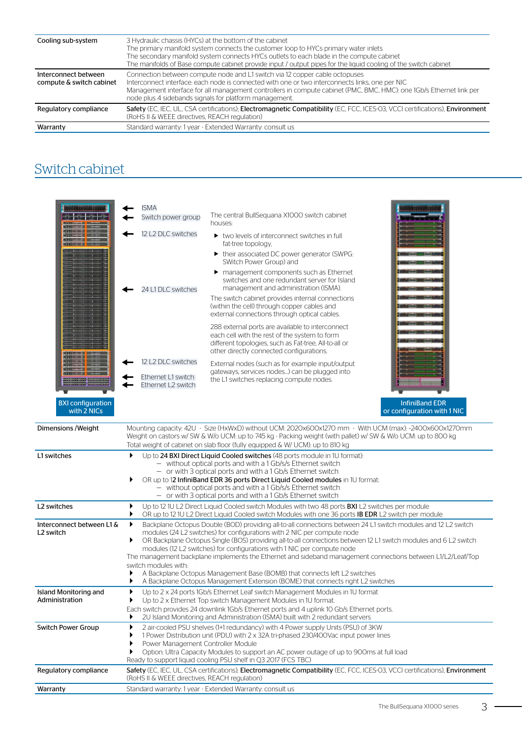| | |
|---|---|
| Cooling sub-system | 3 Hydraulic chassis (HYCs) at the bottom of the cabinet<br>The primary manifold system connects the customer loop to HYCs primary water inlets<br>The secondary manifold system connects HYCs outlets to each blade in the compute cabinet<br>The manifolds of Base compute cabinet provide input / output pipes for the liquid cooling of the switch cabinet |
| Interconnect between compute & switch cabinet | Connection between compute node and L1 switch via 12 copper cable octopuses<br>Interconnect interface: each node is connected with one or two interconnects links, one per NIC<br>Management interface for all management controllers in compute cabinet (PMC, BMC, HMC): one 1Gb/s Ethernet link per node plus 4 sidebands signals for platform management |
| Regulatory compliance | **Safety** (EC, IEC, UL, CSA certifications); **Electromagnetic Compatibility** (EC, FCC, ICES-03, VCCI certifications), **Environment** (RoHS II & WEEE directives, REACH regulation) |
| Warranty | Standard warranty: 1 year - Extended Warranty: consult us |

# Switch cabinet

- ISMA
- Switch power group
- 12 L2 DLC switches
- 24 L1 DLC switches
- 12 L2 DLC switches
- Ethernet L1 switch
- Ethernet L2 switch

The central BullSequana X1000 switch cabinet houses:

- two levels of interconnect switches in full fat-tree topology,
- their associated DC power generator (SWPG: SWitch Power Group) and
- management components such as Ethernet switches and one redundant server for Island management and administration (ISMA).

The switch cabinet provides internal connections (within the cell) through copper cables and external connections through optical cables.

288 external ports are available to interconnect each cell with the rest of the system to form different topologies, such as Fat-tree, All-to-all or other directly connected configurations.

External nodes (such as for example input/output gateways, services nodes...) can be plugged into the L1 switches replacing compute nodes.

BXI configuration with 2 NICs

InfiniBand EDR or configuration with 1 NIC

| | |
|---|---|
| Dimensions /Weight | Mounting capacity: 42U - Size (HxWxD) without UCM: 2020x600x1270 mm - With UCM (max): ~2400x600x1270mm<br>Weight on castors w/ SW & W/o UCM: up to 745 kg - Packing weight (with pallet) w/ SW & W/o UCM: up to 800 kg<br>Total weight of cabinet on slab floor (fully equipped & W/ UCM): up to 810 kg |
| L1 switches | ▸ Up to **24 BXI Direct Liquid Cooled switches** (48 ports module in 1U format):<br>– without optical ports and with a 1 Gb/s/s Ethernet switch<br>– or with 3 optical ports and with a 1 Gb/s Ethernet switch<br>▸ OR up to 1**2 InfiniBand EDR 36 ports Direct Liquid Cooled modules** in 1U format:<br>– without optical ports and with a 1 Gb/s/s Ethernet switch<br>– or with 3 optical ports and with a 1 Gb/s Ethernet switch |
| L2 switches | ▸ Up to 12 1U L2 Direct Liquid Cooled switch Modules with two 48 ports **BXI** L2 switches per module<br>▸ OR up to 12 1U L2 Direct Liquid Cooled switch Modules with one 36 ports **IB EDR** L2 switch per module |
| Interconnect between L1 & L2 switch | ▸ Backplane Octopus Double (BOD) providing all-to-all connections between 24 L1 switch modules and 12 L2 switch modules (24 L2 switches) for configurations with 2 NIC per compute node<br>▸ OR Backplane Octopus Single (BOS) providing all-to-all connections between 12 L1 switch modules and 6 L2 switch modules (12 L2 switches) for configurations with 1 NIC per compute node<br>The management backplane implements the Ethernet and sideband management connections between L1/L2/Leaf/Top switch modules with:<br>▸ A Backplane Octopus Management Base (BOMB) that connects left L2 switches<br>▸ A Backplane Octopus Management Extension (BOME) that connects right L2 switches |
| Island Monitoring and Administration | ▸ Up to 2 x 24 ports 1Gb/s Ethernet Leaf switch Management Modules in 1U format<br>▸ Up to 2 x Ethernet Top switch Management Modules in 1U format.<br>Each switch provides 24 downlink 1Gb/s Ethernet ports and 4 uplink 10 Gb/s Ethernet ports.<br>▸ 2U Island Monitoring and Administration (ISMA) built with 2 redundant servers |
| Switch Power Group | ▸ 2 air-cooled PSU shelves (1+1 redundancy) with 4 Power supply Units (PSU) of 3KW<br>▸ 1 Power Distribution unit (PDU) with 2 x 32A tri-phased 230/400Vac input power lines<br>▸ Power Management Controller Module<br>▸ Option: Ultra Capacity Modules to support an AC power outage of up to 900ms at full load<br>Ready to support liquid cooling PSU shelf in Q3 2017 (FCS TBC) |
| Regulatory compliance | **Safety** (EC, IEC, UL, CSA certifications); **Electromagnetic Compatibility** (EC, FCC, ICES-03, VCCI certifications), **Environment** (RoHS II & WEEE directives, REACH regulation) |
| Warranty | Standard warranty: 1 year - Extended Warranty: consult us |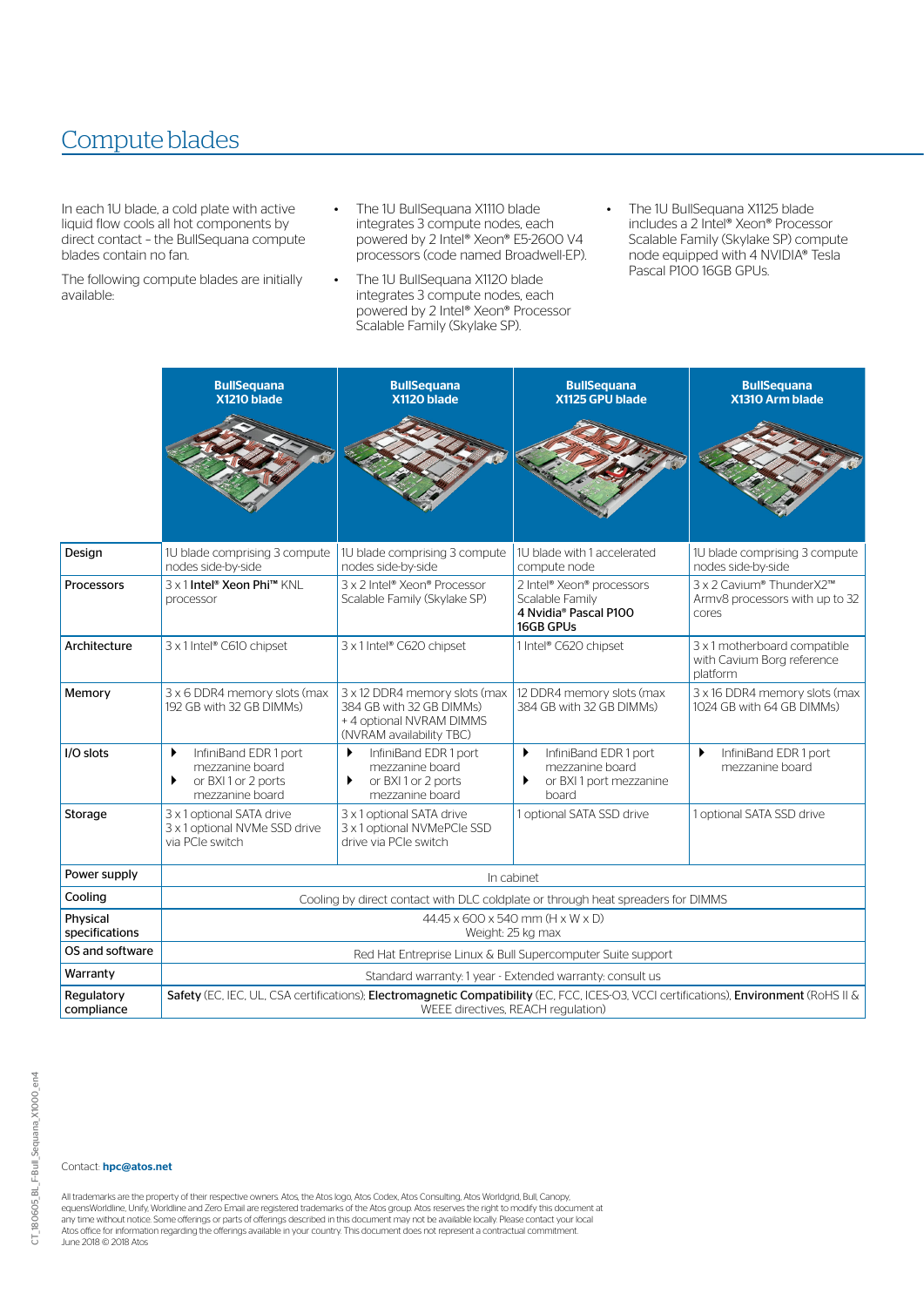# Compute blades

In each 1U blade, a cold plate with active liquid flow cools all hot components by direct contact – the BullSequana compute blades contain no fan.

The following compute blades are initially available:

- The 1U BullSequana X1110 blade integrates 3 compute nodes, each powered by 2 Intel® Xeon® E5-2600 V4 processors (code named Broadwell-EP).
- The 1U BullSequana X1120 blade integrates 3 compute nodes, each powered by 2 Intel® Xeon® Processor Scalable Family (Skylake SP).
- The 1U BullSequana X1125 blade includes a 2 Intel® Xeon® Processor Scalable Family (Skylake SP) compute node equipped with 4 NVIDIA® Tesla Pascal P100 16GB GPUs.

| | **BullSequana X1210 blade** | **BullSequana X1120 blade** | **BullSequana X1125 GPU blade** | **BullSequana X1310 Arm blade** |
|---|---|---|---|---|
| **Design** | 1U blade comprising 3 compute nodes side-by-side | 1U blade comprising 3 compute nodes side-by-side | 1U blade with 1 accelerated compute node | 1U blade comprising 3 compute nodes side-by-side |
| **Processors** | 3 x 1 **Intel® Xeon Phi™** KNL processor | 3 x 2 Intel® Xeon® Processor Scalable Family (Skylake SP) | 2 Intel® Xeon® processors Scalable Family **4 Nvidia® Pascal P100 16GB GPUs** | 3 x 2 Cavium® ThunderX2™ Armv8 processors with up to 32 cores |
| **Architecture** | 3 x 1 Intel® C610 chipset | 3 x 1 Intel® C620 chipset | 1 Intel® C620 chipset | 3 x 1 motherboard compatible with Cavium Borg reference platform |
| **Memory** | 3 x 6 DDR4 memory slots (max 192 GB with 32 GB DIMMs) | 3 x 12 DDR4 memory slots (max 384 GB with 32 GB DIMMs) + 4 optional NVRAM DIMMS (NVRAM availability TBC) | 12 DDR4 memory slots (max 384 GB with 32 GB DIMMs) | 3 x 16 DDR4 memory slots (max 1024 GB with 64 GB DIMMs) |
| **I/O slots** | InfiniBand EDR 1 port mezzanine board; or BXI 1 or 2 ports mezzanine board | InfiniBand EDR 1 port mezzanine board; or BXI 1 or 2 ports mezzanine board | InfiniBand EDR 1 port mezzanine board; or BXI 1 port mezzanine board | InfiniBand EDR 1 port mezzanine board |
| **Storage** | 3 x 1 optional SATA drive 3 x 1 optional NVMe SSD drive via PCIe switch | 3 x 1 optional SATA drive 3 x 1 optional NVMePCIe SSD drive via PCIe switch | 1 optional SATA SSD drive | 1 optional SATA SSD drive |
| **Power supply** | In cabinet | | | |
| **Cooling** | Cooling by direct contact with DLC coldplate or through heat spreaders for DIMMS | | | |
| **Physical specifications** | 44.45 x 600 x 540 mm (H x W x D) Weight: 25 kg max | | | |
| **OS and software** | Red Hat Entreprise Linux & Bull Supercomputer Suite support | | | |
| **Warranty** | Standard warranty: 1 year - Extended warranty: consult us | | | |
| **Regulatory compliance** | **Safety** (EC, IEC, UL, CSA certifications); **Electromagnetic Compatibility** (EC, FCC, ICES-03, VCCI certifications), **Environment** (RoHS II & WEEE directives, REACH regulation) | | | |

Contact: **hpc@atos.net**

All trademarks are the property of their respective owners. Atos, the Atos logo, Atos Codex, Atos Consulting, Atos Worldgrid, Bull, Canopy, equensWorldline, Unify, Worldline and Zero Email are registered trademarks of the Atos group. Atos reserves the right to modify this document at any time without notice. Some offerings or parts of offerings described in this document may not be available locally. Please contact your local Atos office for information regarding the offerings available in your country. This document does not represent a contractual commitment.
June 2018 © 2018 Atos

CT_180605_BL_F-Bull_Sequana_X1000_en4